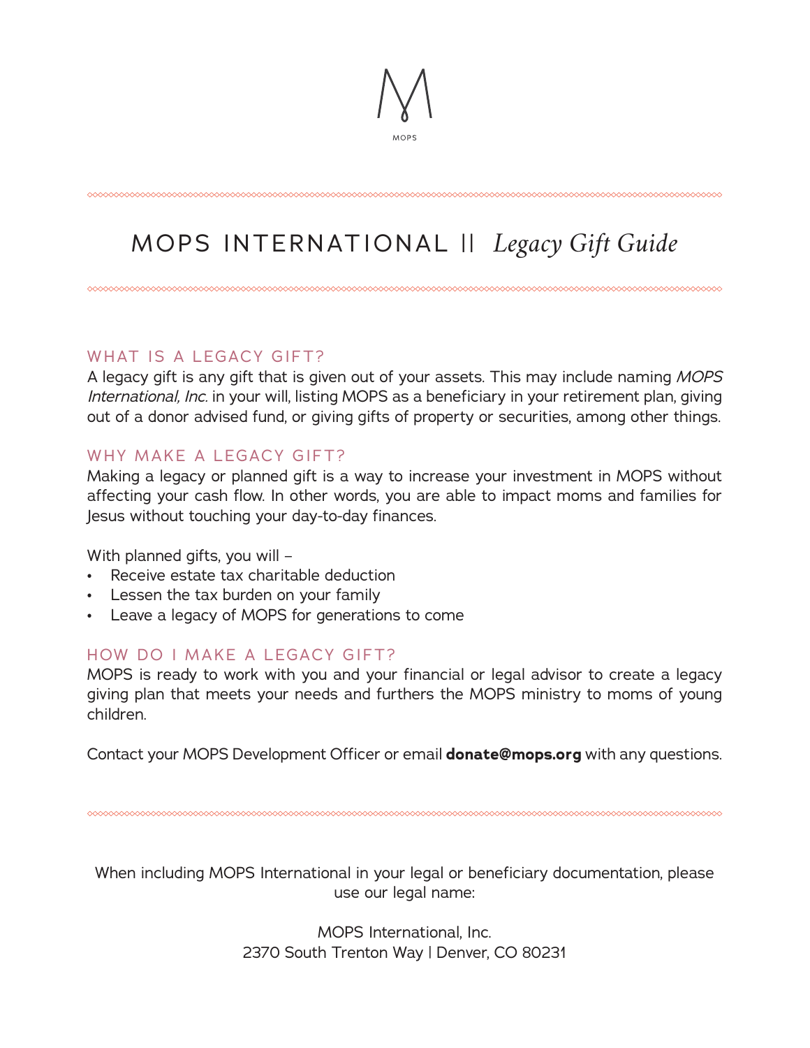MOPS

# MOPS INTERNATIONAL || *Legacy Gift Guide*

## WHAT IS A LEGACY GIFT?

A legacy gift is any gift that is given out of your assets. This may include naming *MOPS International, Inc.* in your will, listing MOPS as a beneficiary in your retirement plan, giving out of a donor advised fund, or giving gifts of property or securities, among other things.

## WHY MAKE A LEGACY GIFT?

Making a legacy or planned gift is a way to increase your investment in MOPS without affecting your cash flow. In other words, you are able to impact moms and families for Jesus without touching your day-to-day finances.

With planned gifts, you will –

- Receive estate tax charitable deduction
- Lessen the tax burden on your family
- Leave a legacy of MOPS for generations to come

## HOW DO I MAKE A LEGACY GIFT?

MOPS is ready to work with you and your financial or legal advisor to create a legacy giving plan that meets your needs and furthers the MOPS ministry to moms of young children.

Contact your MOPS Development Officer or email **donate@mops.org** with any questions.

When including MOPS International in your legal or beneficiary documentation, please use our legal name:

MOPS International, Inc.
2370 South Trenton Way | Denver, CO 80231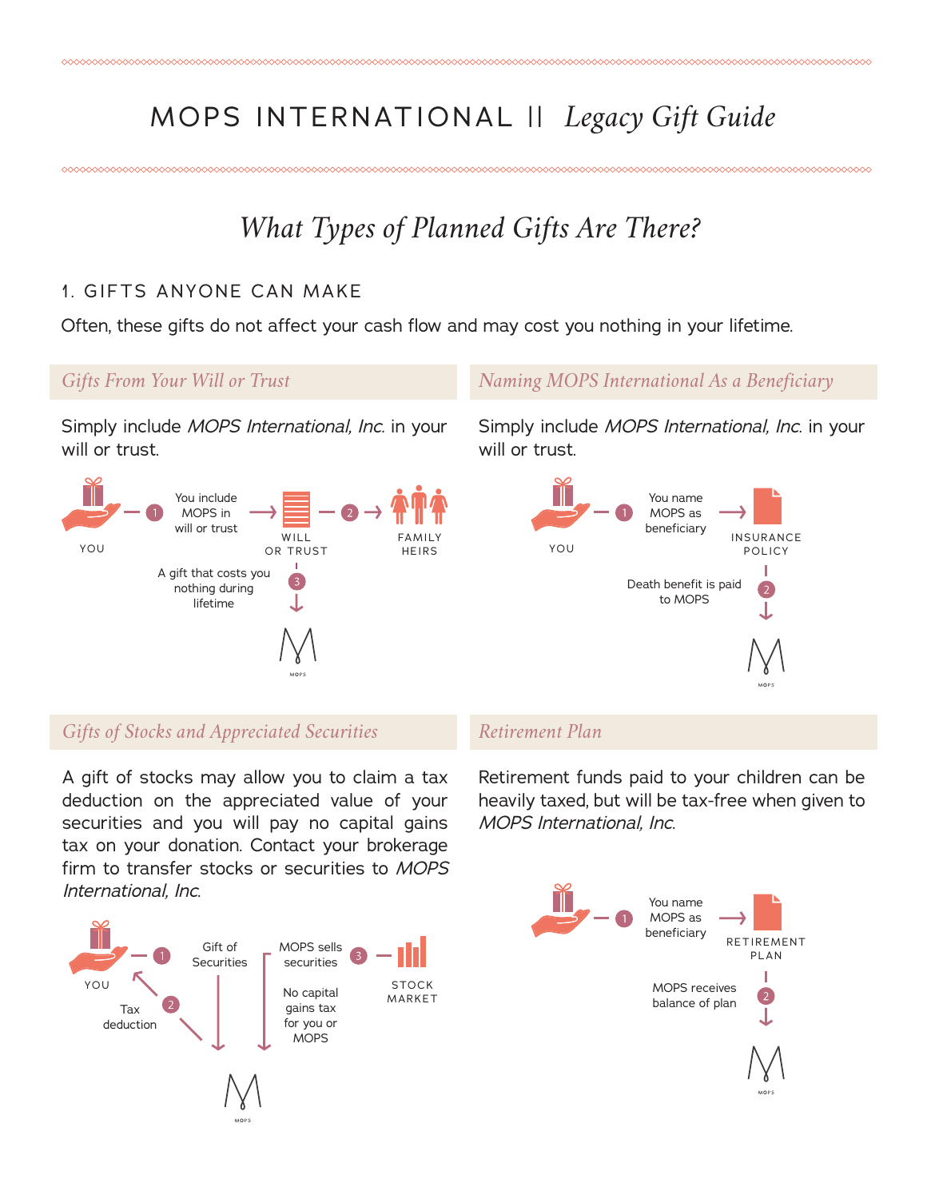# MOPS INTERNATIONAL || *Legacy Gift Guide*

## *What Types of Planned Gifts Are There?*

### 1. GIFTS ANYONE CAN MAKE

Often, these gifts do not affect your cash flow and may cost you nothing in your lifetime.

#### *Gifts From Your Will or Trust*

Simply include *MOPS International, Inc.* in your will or trust.

YOU — 1 — You include MOPS in will or trust → WILL OR TRUST — 2 → FAMILY HEIRS

A gift that costs you nothing during lifetime — 3 → MOPS

#### *Naming MOPS International As a Beneficiary*

Simply include *MOPS International, Inc.* in your will or trust.

YOU — 1 — You name MOPS as beneficiary → INSURANCE POLICY

Death benefit is paid to MOPS — 2 → MOPS

#### *Gifts of Stocks and Appreciated Securities*

A gift of stocks may allow you to claim a tax deduction on the appreciated value of your securities and you will pay no capital gains tax on your donation. Contact your brokerage firm to transfer stocks or securities to *MOPS International, Inc.*

YOU — 1 — Gift of Securities → MOPS

2 — Tax deduction → YOU

MOPS sells securities — 3 — STOCK MARKET

No capital gains tax for you or MOPS

#### *Retirement Plan*

Retirement funds paid to your children can be heavily taxed, but will be tax-free when given to *MOPS International, Inc.*

YOU — 1 — You name MOPS as beneficiary → RETIREMENT PLAN

MOPS receives balance of plan — 2 → MOPS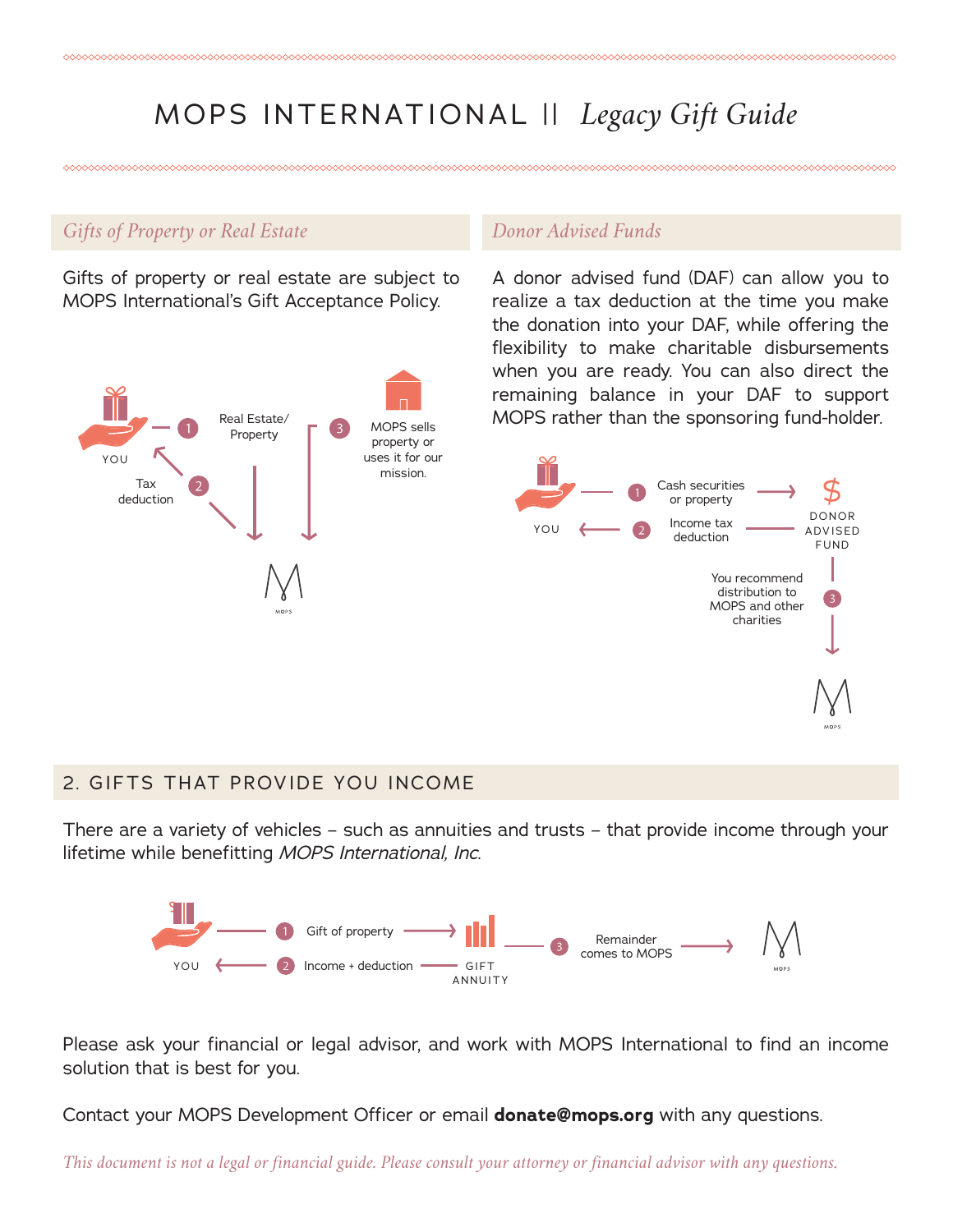# MOPS INTERNATIONAL || *Legacy Gift Guide*

### *Gifts of Property or Real Estate*

Gifts of property or real estate are subject to MOPS International's Gift Acceptance Policy.

YOU

1 Real Estate/ Property

2 Tax deduction

3 MOPS sells property or uses it for our mission.

MOPS

### *Donor Advised Funds*

A donor advised fund (DAF) can allow you to realize a tax deduction at the time you make the donation into your DAF, while offering the flexibility to make charitable disbursements when you are ready. You can also direct the remaining balance in your DAF to support MOPS rather than the sponsoring fund-holder.

YOU

1 Cash securities or property

2 Income tax deduction

DONOR ADVISED FUND

3 You recommend distribution to MOPS and other charities

MOPS

## 2. GIFTS THAT PROVIDE YOU INCOME

There are a variety of vehicles – such as annuities and trusts – that provide income through your lifetime while benefitting *MOPS International, Inc.*

YOU

1 Gift of property

2 Income + deduction

GIFT ANNUITY

3 Remainder comes to MOPS

MOPS

Please ask your financial or legal advisor, and work with MOPS International to find an income solution that is best for you.

Contact your MOPS Development Officer or email **donate@mops.org** with any questions.

*This document is not a legal or financial guide. Please consult your attorney or financial advisor with any questions.*